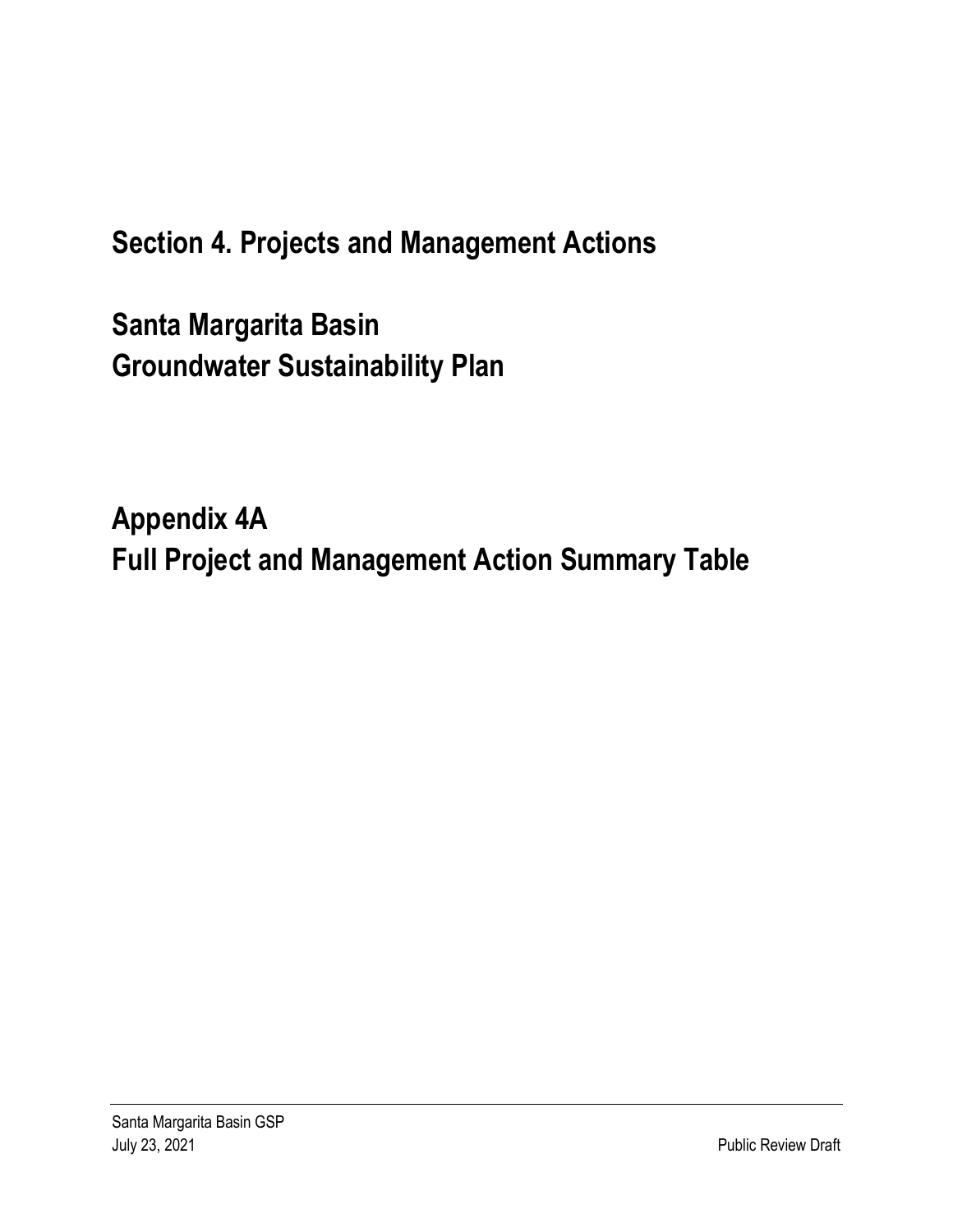# Section 4. Projects and Management Actions

# Santa Margarita Basin Groundwater Sustainability Plan

# Appendix 4A Full Project and Management Action Summary Table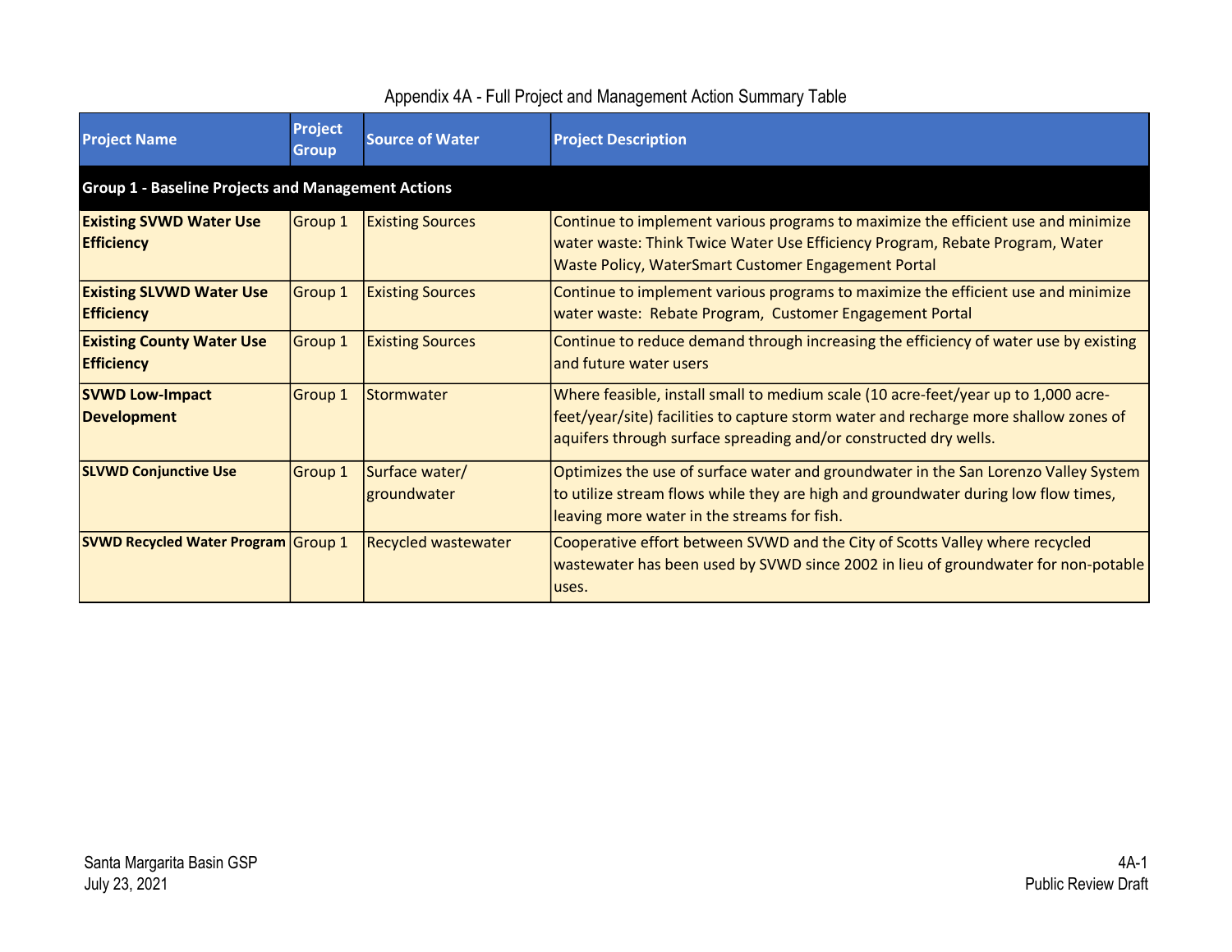# Appendix 4A - Full Project and Management Action Summary Table

| Project Name | Project Group | Source of Water | Project Description |
|---|---|---|---|
| **Group 1 - Baseline Projects and Management Actions** | | | |
| **Existing SVWD Water Use Efficiency** | Group 1 | Existing Sources | Continue to implement various programs to maximize the efficient use and minimize water waste: Think Twice Water Use Efficiency Program, Rebate Program, Water Waste Policy, WaterSmart Customer Engagement Portal |
| **Existing SLVWD Water Use Efficiency** | Group 1 | Existing Sources | Continue to implement various programs to maximize the efficient use and minimize water waste: Rebate Program, Customer Engagement Portal |
| **Existing County Water Use Efficiency** | Group 1 | Existing Sources | Continue to reduce demand through increasing the efficiency of water use by existing and future water users |
| **SVWD Low-Impact Development** | Group 1 | Stormwater | Where feasible, install small to medium scale (10 acre-feet/year up to 1,000 acre-feet/year/site) facilities to capture storm water and recharge more shallow zones of aquifers through surface spreading and/or constructed dry wells. |
| **SLVWD Conjunctive Use** | Group 1 | Surface water/ groundwater | Optimizes the use of surface water and groundwater in the San Lorenzo Valley System to utilize stream flows while they are high and groundwater during low flow times, leaving more water in the streams for fish. |
| **SVWD Recycled Water Program** | Group 1 | Recycled wastewater | Cooperative effort between SVWD and the City of Scotts Valley where recycled wastewater has been used by SVWD since 2002 in lieu of groundwater for non-potable uses. |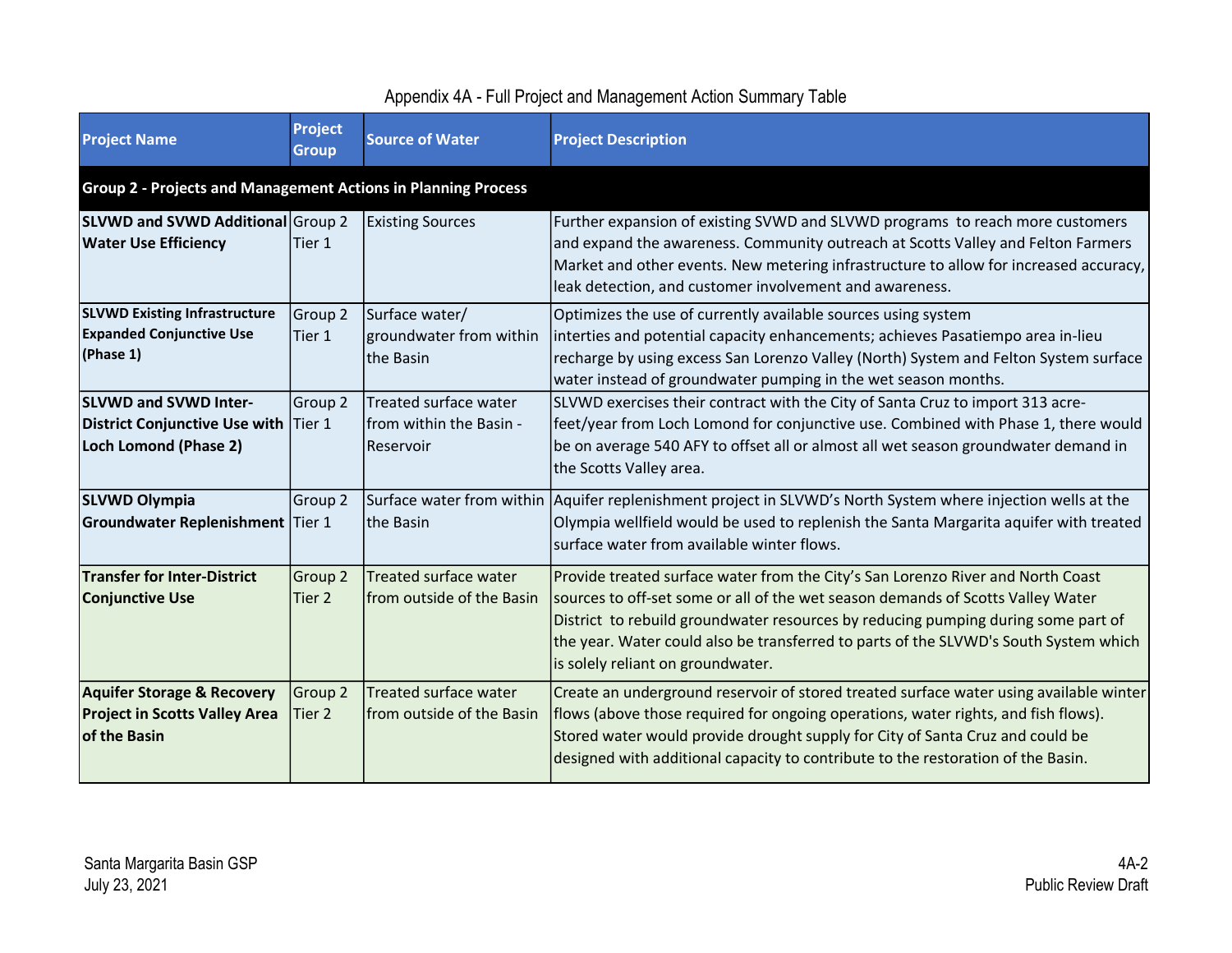Appendix 4A - Full Project and Management Action Summary Table

| Project Name | Project Group | Source of Water | Project Description |
|---|---|---|---|
| **Group 2 - Projects and Management Actions in Planning Process** | | | |
| **SLVWD and SVWD Additional Water Use Efficiency** | Group 2 Tier 1 | Existing Sources | Further expansion of existing SVWD and SLVWD programs to reach more customers and expand the awareness. Community outreach at Scotts Valley and Felton Farmers Market and other events. New metering infrastructure to allow for increased accuracy, leak detection, and customer involvement and awareness. |
| **SLVWD Existing Infrastructure Expanded Conjunctive Use (Phase 1)** | Group 2 Tier 1 | Surface water/ groundwater from within the Basin | Optimizes the use of currently available sources using system interties and potential capacity enhancements; achieves Pasatiempo area in-lieu recharge by using excess San Lorenzo Valley (North) System and Felton System surface water instead of groundwater pumping in the wet season months. |
| **SLVWD and SVWD Inter-District Conjunctive Use with Loch Lomond (Phase 2)** | Group 2 Tier 1 | Treated surface water from within the Basin - Reservoir | SLVWD exercises their contract with the City of Santa Cruz to import 313 acre-feet/year from Loch Lomond for conjunctive use. Combined with Phase 1, there would be on average 540 AFY to offset all or almost all wet season groundwater demand in the Scotts Valley area. |
| **SLVWD Olympia Groundwater Replenishment** | Group 2 Tier 1 | Surface water from within the Basin | Aquifer replenishment project in SLVWD's North System where injection wells at the Olympia wellfield would be used to replenish the Santa Margarita aquifer with treated surface water from available winter flows. |
| **Transfer for Inter-District Conjunctive Use** | Group 2 Tier 2 | Treated surface water from outside of the Basin | Provide treated surface water from the City's San Lorenzo River and North Coast sources to off-set some or all of the wet season demands of Scotts Valley Water District to rebuild groundwater resources by reducing pumping during some part of the year. Water could also be transferred to parts of the SLVWD's South System which is solely reliant on groundwater. |
| **Aquifer Storage & Recovery Project in Scotts Valley Area of the Basin** | Group 2 Tier 2 | Treated surface water from outside of the Basin | Create an underground reservoir of stored treated surface water using available winter flows (above those required for ongoing operations, water rights, and fish flows). Stored water would provide drought supply for City of Santa Cruz and could be designed with additional capacity to contribute to the restoration of the Basin. |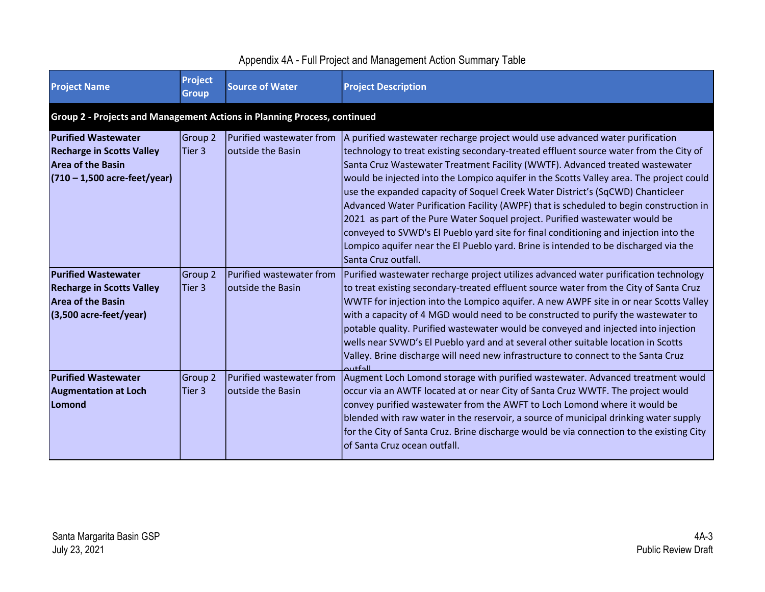Appendix 4A - Full Project and Management Action Summary Table

| Project Name | Project Group | Source of Water | Project Description |
|---|---|---|---|
| **Group 2 - Projects and Management Actions in Planning Process, continued** | | | |
| **Purified Wastewater Recharge in Scotts Valley Area of the Basin (710 – 1,500 acre-feet/year)** | Group 2 Tier 3 | Purified wastewater from outside the Basin | A purified wastewater recharge project would use advanced water purification technology to treat existing secondary-treated effluent source water from the City of Santa Cruz Wastewater Treatment Facility (WWTF). Advanced treated wastewater would be injected into the Lompico aquifer in the Scotts Valley area. The project could use the expanded capacity of Soquel Creek Water District's (SqCWD) Chanticleer Advanced Water Purification Facility (AWPF) that is scheduled to begin construction in 2021 as part of the Pure Water Soquel project. Purified wastewater would be conveyed to SVWD's El Pueblo yard site for final conditioning and injection into the Lompico aquifer near the El Pueblo yard. Brine is intended to be discharged via the Santa Cruz outfall. |
| **Purified Wastewater Recharge in Scotts Valley Area of the Basin (3,500 acre-feet/year)** | Group 2 Tier 3 | Purified wastewater from outside the Basin | Purified wastewater recharge project utilizes advanced water purification technology to treat existing secondary-treated effluent source water from the City of Santa Cruz WWTF for injection into the Lompico aquifer. A new AWPF site in or near Scotts Valley with a capacity of 4 MGD would need to be constructed to purify the wastewater to potable quality. Purified wastewater would be conveyed and injected into injection wells near SVWD's El Pueblo yard and at several other suitable location in Scotts Valley. Brine discharge will need new infrastructure to connect to the Santa Cruz outfall |
| **Purified Wastewater Augmentation at Loch Lomond** | Group 2 Tier 3 | Purified wastewater from outside the Basin | Augment Loch Lomond storage with purified wastewater. Advanced treatment would occur via an AWTF located at or near City of Santa Cruz WWTF. The project would convey purified wastewater from the AWFT to Loch Lomond where it would be blended with raw water in the reservoir, a source of municipal drinking water supply for the City of Santa Cruz. Brine discharge would be via connection to the existing City of Santa Cruz ocean outfall. |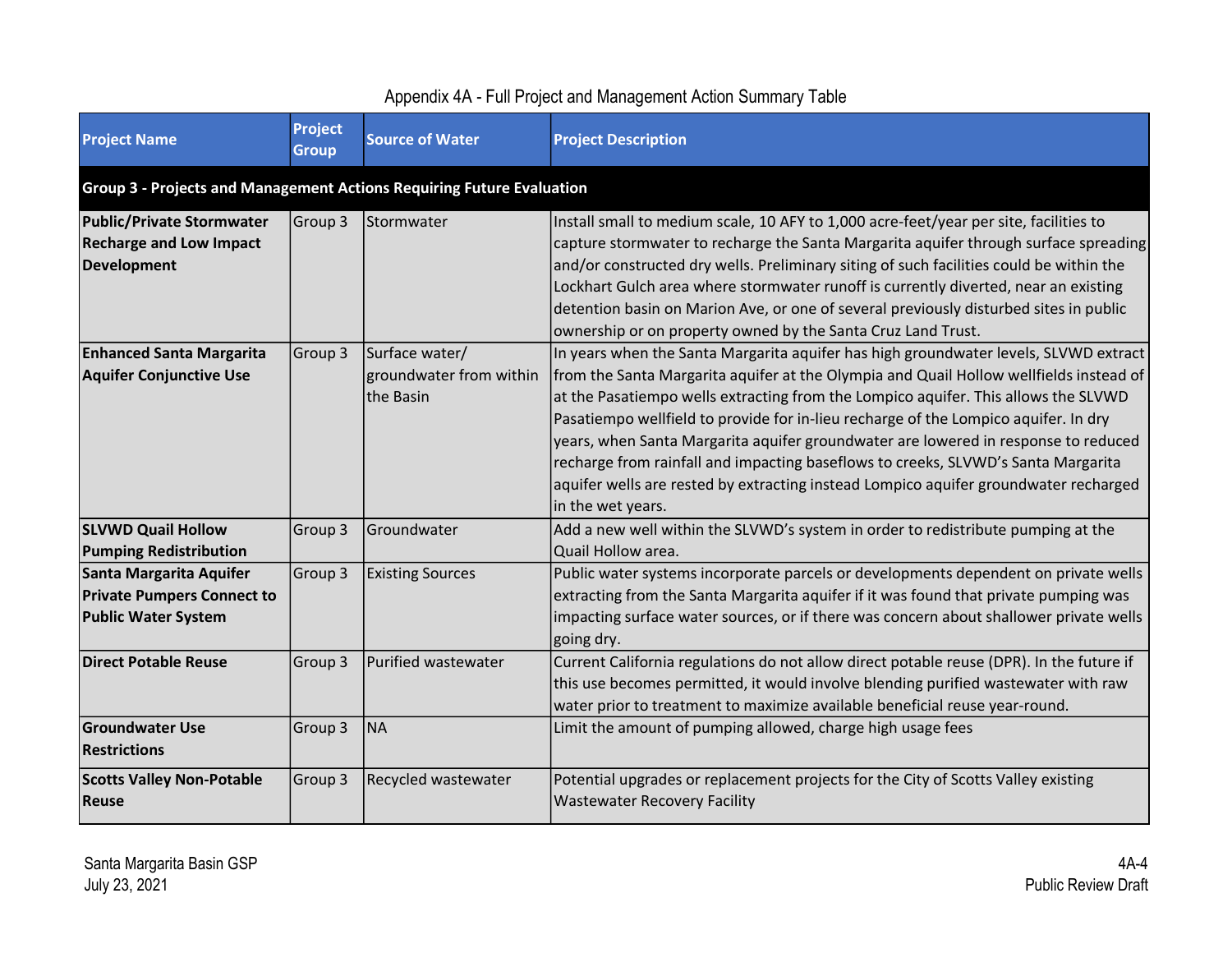Appendix 4A - Full Project and Management Action Summary Table

| Project Name | Project Group | Source of Water | Project Description |
|---|---|---|---|
| **Group 3 - Projects and Management Actions Requiring Future Evaluation** | | | |
| **Public/Private Stormwater Recharge and Low Impact Development** | Group 3 | Stormwater | Install small to medium scale, 10 AFY to 1,000 acre-feet/year per site, facilities to capture stormwater to recharge the Santa Margarita aquifer through surface spreading and/or constructed dry wells. Preliminary siting of such facilities could be within the Lockhart Gulch area where stormwater runoff is currently diverted, near an existing detention basin on Marion Ave, or one of several previously disturbed sites in public ownership or on property owned by the Santa Cruz Land Trust. |
| **Enhanced Santa Margarita Aquifer Conjunctive Use** | Group 3 | Surface water/ groundwater from within the Basin | In years when the Santa Margarita aquifer has high groundwater levels, SLVWD extract from the Santa Margarita aquifer at the Olympia and Quail Hollow wellfields instead of at the Pasatiempo wells extracting from the Lompico aquifer. This allows the SLVWD Pasatiempo wellfield to provide for in-lieu recharge of the Lompico aquifer. In dry years, when Santa Margarita aquifer groundwater are lowered in response to reduced recharge from rainfall and impacting baseflows to creeks, SLVWD's Santa Margarita aquifer wells are rested by extracting instead Lompico aquifer groundwater recharged in the wet years. |
| **SLVWD Quail Hollow Pumping Redistribution** | Group 3 | Groundwater | Add a new well within the SLVWD's system in order to redistribute pumping at the Quail Hollow area. |
| **Santa Margarita Aquifer Private Pumpers Connect to Public Water System** | Group 3 | Existing Sources | Public water systems incorporate parcels or developments dependent on private wells extracting from the Santa Margarita aquifer if it was found that private pumping was impacting surface water sources, or if there was concern about shallower private wells going dry. |
| **Direct Potable Reuse** | Group 3 | Purified wastewater | Current California regulations do not allow direct potable reuse (DPR). In the future if this use becomes permitted, it would involve blending purified wastewater with raw water prior to treatment to maximize available beneficial reuse year-round. |
| **Groundwater Use Restrictions** | Group 3 | NA | Limit the amount of pumping allowed, charge high usage fees |
| **Scotts Valley Non-Potable Reuse** | Group 3 | Recycled wastewater | Potential upgrades or replacement projects for the City of Scotts Valley existing Wastewater Recovery Facility |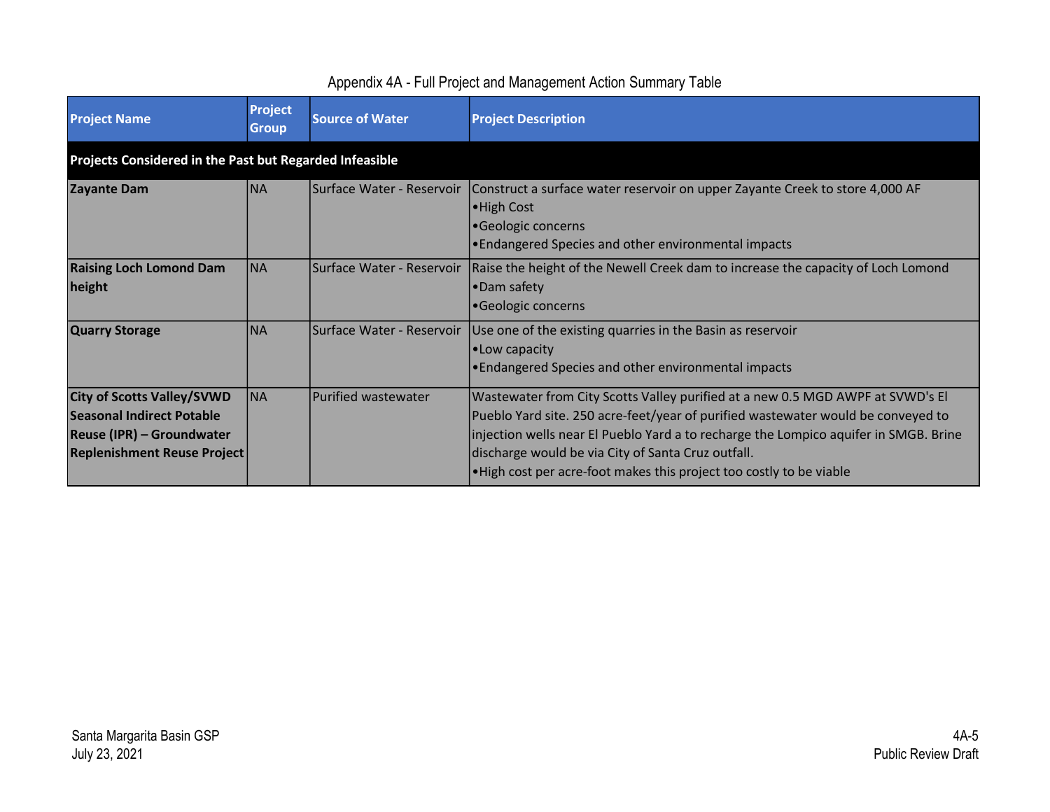Appendix 4A - Full Project and Management Action Summary Table

| Project Name | Project Group | Source of Water | Project Description |
| --- | --- | --- | --- |
| **Projects Considered in the Past but Regarded Infeasible** | | | |
| **Zayante Dam** | NA | Surface Water - Reservoir | Construct a surface water reservoir on upper Zayante Creek to store 4,000 AF<br>•High Cost<br>•Geologic concerns<br>•Endangered Species and other environmental impacts |
| **Raising Loch Lomond Dam height** | NA | Surface Water - Reservoir | Raise the height of the Newell Creek dam to increase the capacity of Loch Lomond<br>•Dam safety<br>•Geologic concerns |
| **Quarry Storage** | NA | Surface Water - Reservoir | Use one of the existing quarries in the Basin as reservoir<br>•Low capacity<br>•Endangered Species and other environmental impacts |
| **City of Scotts Valley/SVWD Seasonal Indirect Potable Reuse (IPR) – Groundwater Replenishment Reuse Project** | NA | Purified wastewater | Wastewater from City Scotts Valley purified at a new 0.5 MGD AWPF at SVWD's El Pueblo Yard site. 250 acre-feet/year of purified wastewater would be conveyed to injection wells near El Pueblo Yard a to recharge the Lompico aquifer in SMGB. Brine discharge would be via City of Santa Cruz outfall.<br>•High cost per acre-foot makes this project too costly to be viable |